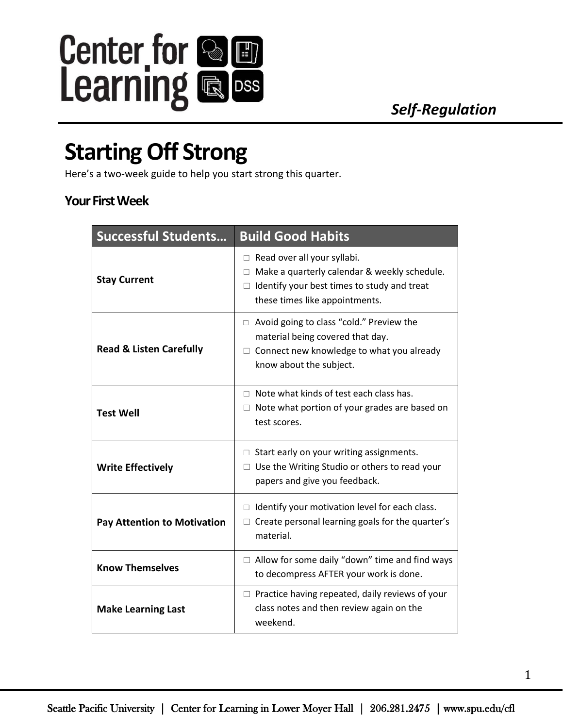*Self-Regulation*

# Starting Off Strong

Here's a two-week guide to help you start strong this quarter.

## Your First Week

| Successful Students… | Build Good Habits |
|---|---|
| **Stay Current** | □ Read over all your syllabi.<br>□ Make a quarterly calendar & weekly schedule.<br>□ Identify your best times to study and treat these times like appointments. |
| **Read & Listen Carefully** | □ Avoid going to class "cold." Preview the material being covered that day.<br>□ Connect new knowledge to what you already know about the subject. |
| **Test Well** | □ Note what kinds of test each class has.<br>□ Note what portion of your grades are based on test scores. |
| **Write Effectively** | □ Start early on your writing assignments.<br>□ Use the Writing Studio or others to read your papers and give you feedback. |
| **Pay Attention to Motivation** | □ Identify your motivation level for each class.<br>□ Create personal learning goals for the quarter's material. |
| **Know Themselves** | □ Allow for some daily "down" time and find ways to decompress AFTER your work is done. |
| **Make Learning Last** | □ Practice having repeated, daily reviews of your class notes and then review again on the weekend. |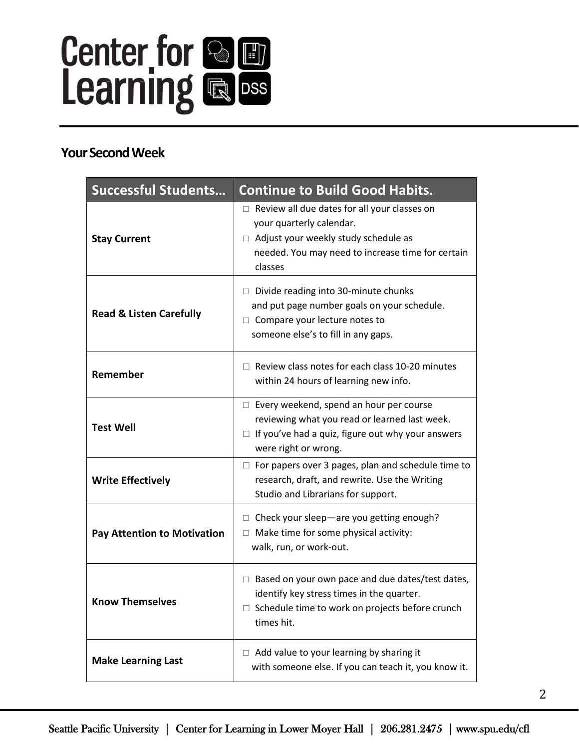# Center for Learning

## Your Second Week

| Successful Students… | Continue to Build Good Habits. |
|---|---|
| **Stay Current** | □ Review all due dates for all your classes on your quarterly calendar.<br>□ Adjust your weekly study schedule as needed. You may need to increase time for certain classes |
| **Read & Listen Carefully** | □ Divide reading into 30-minute chunks and put page number goals on your schedule.<br>□ Compare your lecture notes to someone else's to fill in any gaps. |
| **Remember** | □ Review class notes for each class 10-20 minutes within 24 hours of learning new info. |
| **Test Well** | □ Every weekend, spend an hour per course reviewing what you read or learned last week.<br>□ If you've had a quiz, figure out why your answers were right or wrong. |
| **Write Effectively** | □ For papers over 3 pages, plan and schedule time to research, draft, and rewrite. Use the Writing Studio and Librarians for support. |
| **Pay Attention to Motivation** | □ Check your sleep—are you getting enough?<br>□ Make time for some physical activity: walk, run, or work-out. |
| **Know Themselves** | □ Based on your own pace and due dates/test dates, identify key stress times in the quarter.<br>□ Schedule time to work on projects before crunch times hit. |
| **Make Learning Last** | □ Add value to your learning by sharing it with someone else. If you can teach it, you know it. |

Seattle Pacific University | Center for Learning in Lower Moyer Hall | 206.281.2475 | www.spu.edu/cfl